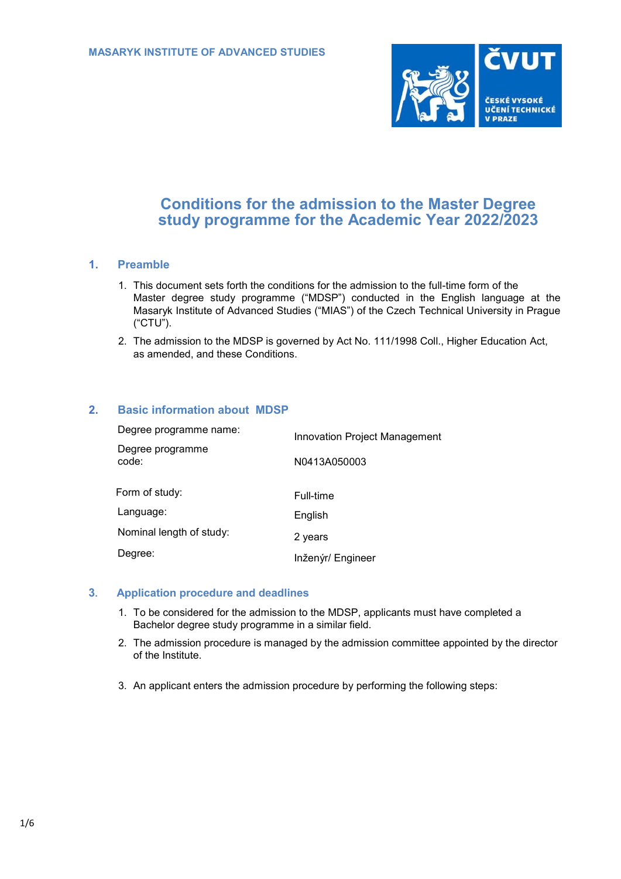MASARYK INSTITUTE OF ADVANCED STUDIES

# Conditions for the admission to the Master Degree study programme for the Academic Year 2022/2023

## 1. Preamble

1. This document sets forth the conditions for the admission to the full-time form of the Master degree study programme ("MDSP") conducted in the English language at the Masaryk Institute of Advanced Studies ("MIAS") of the Czech Technical University in Prague ("CTU").
2. The admission to the MDSP is governed by Act No. 111/1998 Coll., Higher Education Act, as amended, and these Conditions.

## 2. Basic information about MDSP

| | |
|---|---|
| Degree programme name: | Innovation Project Management |
| Degree programme code: | N0413A050003 |
| Form of study: | Full-time |
| Language: | English |
| Nominal length of study: | 2 years |
| Degree: | Inženýr/ Engineer |

## 3. Application procedure and deadlines

1. To be considered for the admission to the MDSP, applicants must have completed a Bachelor degree study programme in a similar field.
2. The admission procedure is managed by the admission committee appointed by the director of the Institute.
3. An applicant enters the admission procedure by performing the following steps: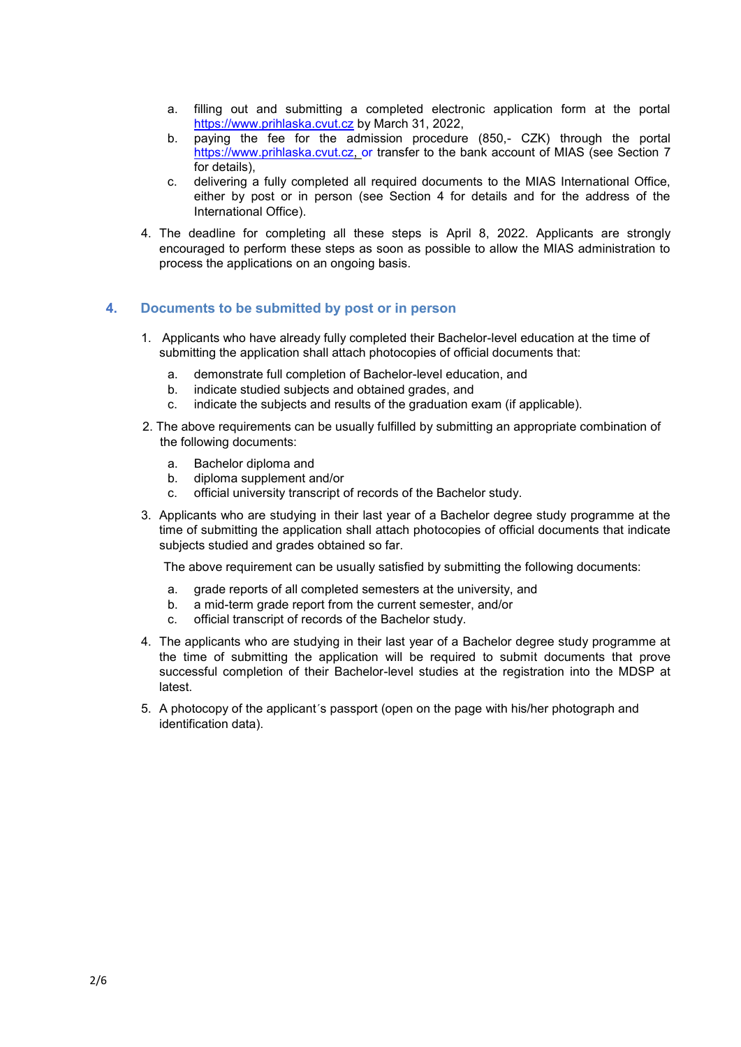a. filling out and submitting a completed electronic application form at the portal https://www.prihlaska.cvut.cz by March 31, 2022,
b. paying the fee for the admission procedure (850,- CZK) through the portal https://www.prihlaska.cvut.cz, or transfer to the bank account of MIAS (see Section 7 for details),
c. delivering a fully completed all required documents to the MIAS International Office, either by post or in person (see Section 4 for details and for the address of the International Office).

4. The deadline for completing all these steps is April 8, 2022. Applicants are strongly encouraged to perform these steps as soon as possible to allow the MIAS administration to process the applications on an ongoing basis.

## 4. Documents to be submitted by post or in person

1. Applicants who have already fully completed their Bachelor-level education at the time of submitting the application shall attach photocopies of official documents that:
   a. demonstrate full completion of Bachelor-level education, and
   b. indicate studied subjects and obtained grades, and
   c. indicate the subjects and results of the graduation exam (if applicable).

2. The above requirements can be usually fulfilled by submitting an appropriate combination of the following documents:
   a. Bachelor diploma and
   b. diploma supplement and/or
   c. official university transcript of records of the Bachelor study.

3. Applicants who are studying in their last year of a Bachelor degree study programme at the time of submitting the application shall attach photocopies of official documents that indicate subjects studied and grades obtained so far.

   The above requirement can be usually satisfied by submitting the following documents:
   a. grade reports of all completed semesters at the university, and
   b. a mid-term grade report from the current semester, and/or
   c. official transcript of records of the Bachelor study.

4. The applicants who are studying in their last year of a Bachelor degree study programme at the time of submitting the application will be required to submit documents that prove successful completion of their Bachelor-level studies at the registration into the MDSP at latest.

5. A photocopy of the applicant´s passport (open on the page with his/her photograph and identification data).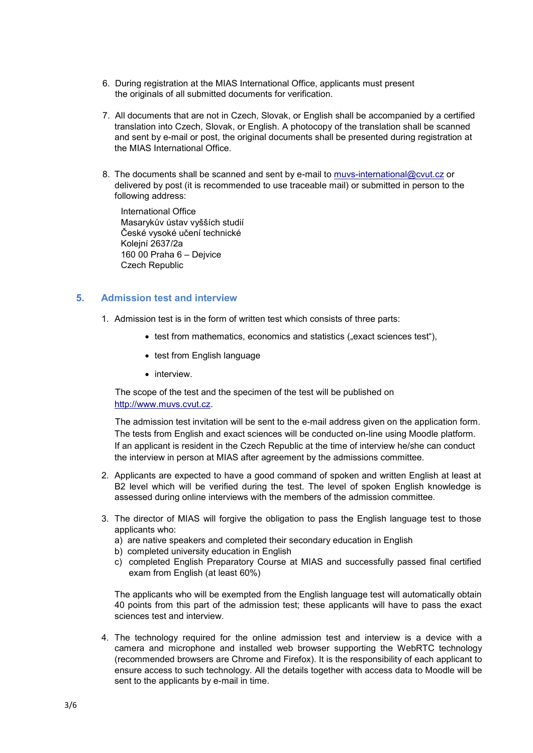6. During registration at the MIAS International Office, applicants must present the originals of all submitted documents for verification.

7. All documents that are not in Czech, Slovak, or English shall be accompanied by a certified translation into Czech, Slovak, or English. A photocopy of the translation shall be scanned and sent by e-mail or post, the original documents shall be presented during registration at the MIAS International Office.

8. The documents shall be scanned and sent by e-mail to [muvs-international@cvut.cz](mailto:muvs-international@cvut.cz) or delivered by post (it is recommended to use traceable mail) or submitted in person to the following address:

   International Office
   Masarykův ústav vyšších studií
   České vysoké učení technické
   Kolejní 2637/2a
   160 00 Praha 6 – Dejvice
   Czech Republic

## 5. Admission test and interview

1. Admission test is in the form of written test which consists of three parts:

   - test from mathematics, economics and statistics („exact sciences test"),
   - test from English language
   - interview.

   The scope of the test and the specimen of the test will be published on [http://www.muvs.cvut.cz](http://www.muvs.cvut.cz).

   The admission test invitation will be sent to the e-mail address given on the application form. The tests from English and exact sciences will be conducted on-line using Moodle platform. If an applicant is resident in the Czech Republic at the time of interview he/she can conduct the interview in person at MIAS after agreement by the admissions committee.

2. Applicants are expected to have a good command of spoken and written English at least at B2 level which will be verified during the test. The level of spoken English knowledge is assessed during online interviews with the members of the admission committee.

3. The director of MIAS will forgive the obligation to pass the English language test to those applicants who:
   a) are native speakers and completed their secondary education in English
   b) completed university education in English
   c) completed English Preparatory Course at MIAS and successfully passed final certified exam from English (at least 60%)

   The applicants who will be exempted from the English language test will automatically obtain 40 points from this part of the admission test; these applicants will have to pass the exact sciences test and interview.

4. The technology required for the online admission test and interview is a device with a camera and microphone and installed web browser supporting the WebRTC technology (recommended browsers are Chrome and Firefox). It is the responsibility of each applicant to ensure access to such technology. All the details together with access data to Moodle will be sent to the applicants by e-mail in time.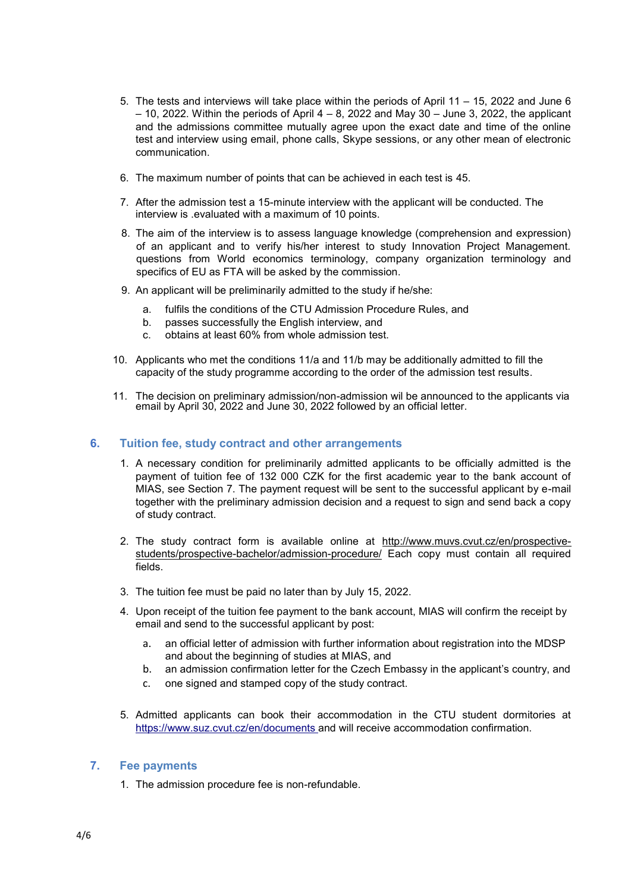5. The tests and interviews will take place within the periods of April 11 – 15, 2022 and June 6 – 10, 2022. Within the periods of April 4 – 8, 2022 and May 30 – June 3, 2022, the applicant and the admissions committee mutually agree upon the exact date and time of the online test and interview using email, phone calls, Skype sessions, or any other mean of electronic communication.

6. The maximum number of points that can be achieved in each test is 45.

7. After the admission test a 15-minute interview with the applicant will be conducted. The interview is .evaluated with a maximum of 10 points.

8. The aim of the interview is to assess language knowledge (comprehension and expression) of an applicant and to verify his/her interest to study Innovation Project Management. questions from World economics terminology, company organization terminology and specifics of EU as FTA will be asked by the commission.

9. An applicant will be preliminarily admitted to the study if he/she:

   a. fulfils the conditions of the CTU Admission Procedure Rules, and
   b. passes successfully the English interview, and
   c. obtains at least 60% from whole admission test.

10. Applicants who met the conditions 11/a and 11/b may be additionally admitted to fill the capacity of the study programme according to the order of the admission test results.

11. The decision on preliminary admission/non-admission wil be announced to the applicants via email by April 30, 2022 and June 30, 2022 followed by an official letter.

## 6. Tuition fee, study contract and other arrangements

1. A necessary condition for preliminarily admitted applicants to be officially admitted is the payment of tuition fee of 132 000 CZK for the first academic year to the bank account of MIAS, see Section 7. The payment request will be sent to the successful applicant by e-mail together with the preliminary admission decision and a request to sign and send back a copy of study contract.

2. The study contract form is available online at http://www.muvs.cvut.cz/en/prospective-students/prospective-bachelor/admission-procedure/ Each copy must contain all required fields.

3. The tuition fee must be paid no later than by July 15, 2022.

4. Upon receipt of the tuition fee payment to the bank account, MIAS will confirm the receipt by email and send to the successful applicant by post:

   a. an official letter of admission with further information about registration into the MDSP and about the beginning of studies at MIAS, and
   b. an admission confirmation letter for the Czech Embassy in the applicant's country, and
   c. one signed and stamped copy of the study contract.

5. Admitted applicants can book their accommodation in the CTU student dormitories at https://www.suz.cvut.cz/en/documents and will receive accommodation confirmation.

## 7. Fee payments

1. The admission procedure fee is non-refundable.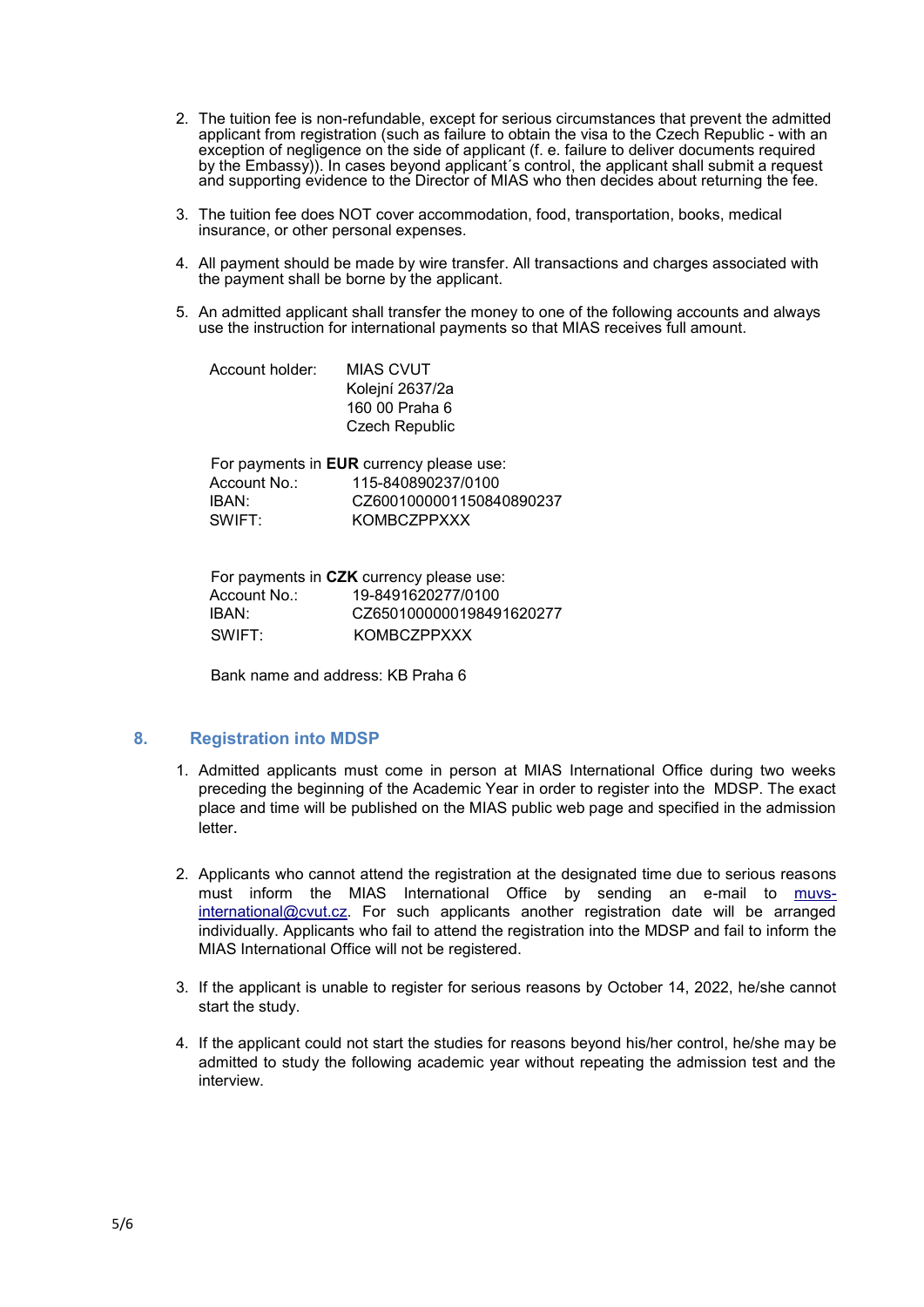2. The tuition fee is non-refundable, except for serious circumstances that prevent the admitted applicant from registration (such as failure to obtain the visa to the Czech Republic - with an exception of negligence on the side of applicant (f. e. failure to deliver documents required by the Embassy)). In cases beyond applicant´s control, the applicant shall submit a request and supporting evidence to the Director of MIAS who then decides about returning the fee.

3. The tuition fee does NOT cover accommodation, food, transportation, books, medical insurance, or other personal expenses.

4. All payment should be made by wire transfer. All transactions and charges associated with the payment shall be borne by the applicant.

5. An admitted applicant shall transfer the money to one of the following accounts and always use the instruction for international payments so that MIAS receives full amount.

   Account holder: MIAS CVUT
   Kolejní 2637/2a
   160 00 Praha 6
   Czech Republic

   For payments in **EUR** currency please use:
   Account No.: 115-840890237/0100
   IBAN: CZ6001000001150840890237
   SWIFT: KOMBCZPPXXX

   For payments in **CZK** currency please use:
   Account No.: 19-8491620277/0100
   IBAN: CZ6501000000198491620277
   SWIFT: KOMBCZPPXXX

   Bank name and address: KB Praha 6

## 8. Registration into MDSP

1. Admitted applicants must come in person at MIAS International Office during two weeks preceding the beginning of the Academic Year in order to register into the MDSP. The exact place and time will be published on the MIAS public web page and specified in the admission letter.

2. Applicants who cannot attend the registration at the designated time due to serious reasons must inform the MIAS International Office by sending an e-mail to muvs-international@cvut.cz. For such applicants another registration date will be arranged individually. Applicants who fail to attend the registration into the MDSP and fail to inform the MIAS International Office will not be registered.

3. If the applicant is unable to register for serious reasons by October 14, 2022, he/she cannot start the study.

4. If the applicant could not start the studies for reasons beyond his/her control, he/she may be admitted to study the following academic year without repeating the admission test and the interview.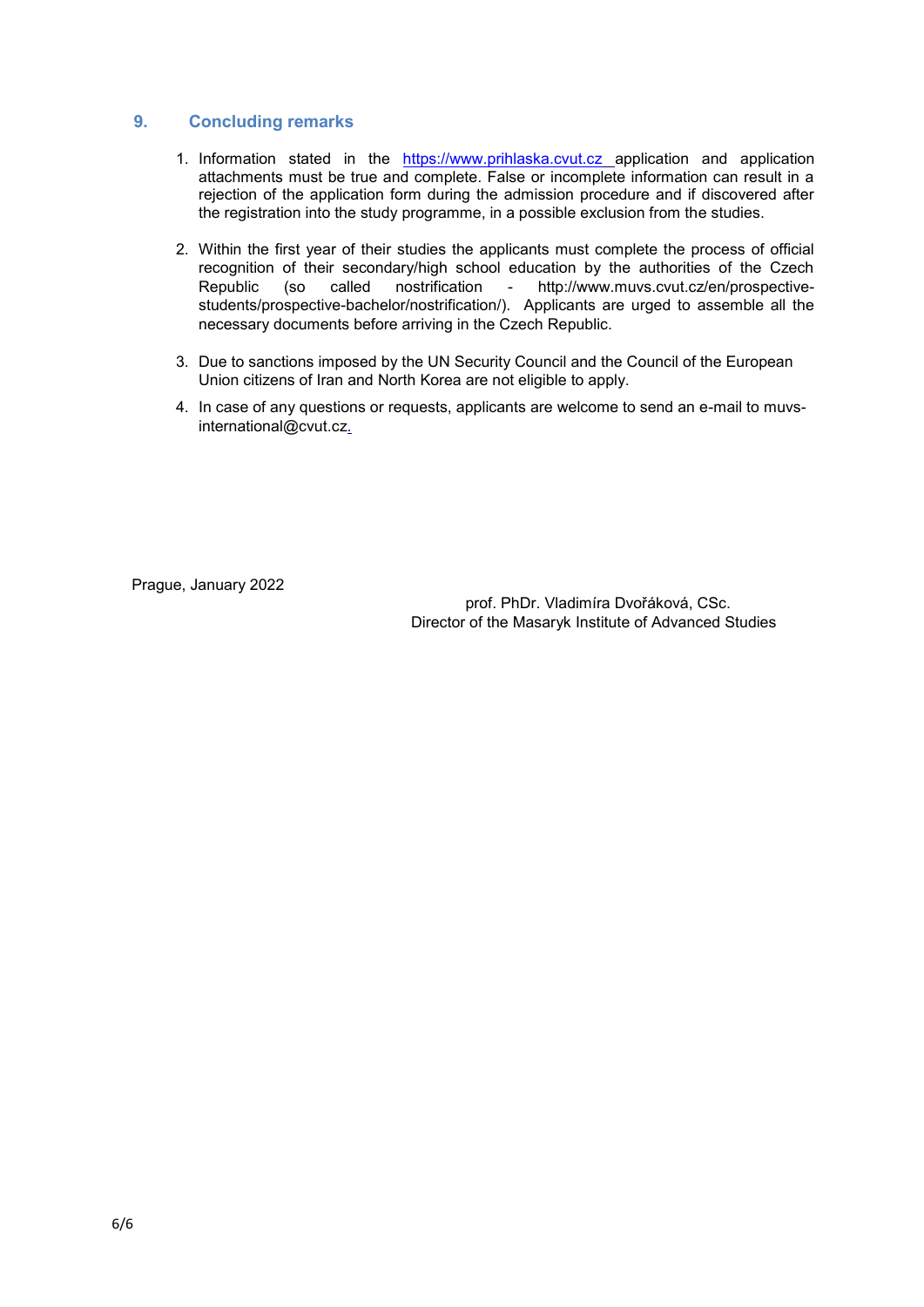## 9. Concluding remarks

1. Information stated in the https://www.prihlaska.cvut.cz application and application attachments must be true and complete. False or incomplete information can result in a rejection of the application form during the admission procedure and if discovered after the registration into the study programme, in a possible exclusion from the studies.

2. Within the first year of their studies the applicants must complete the process of official recognition of their secondary/high school education by the authorities of the Czech Republic (so called nostrification - http://www.muvs.cvut.cz/en/prospective-students/prospective-bachelor/nostrification/). Applicants are urged to assemble all the necessary documents before arriving in the Czech Republic.

3. Due to sanctions imposed by the UN Security Council and the Council of the European Union citizens of Iran and North Korea are not eligible to apply.

4. In case of any questions or requests, applicants are welcome to send an e-mail to muvs-international@cvut.cz.

Prague, January 2022

prof. PhDr. Vladimíra Dvořáková, CSc.
Director of the Masaryk Institute of Advanced Studies